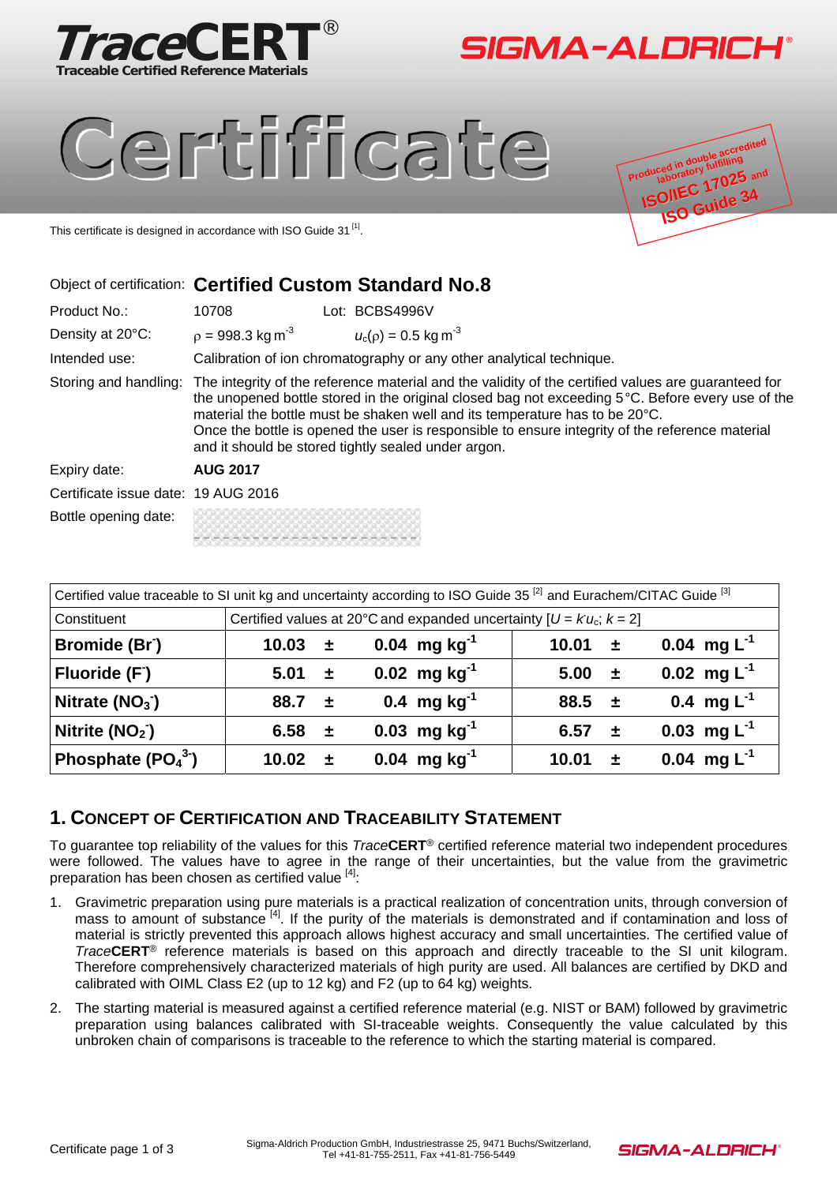TraceCERT®
Traceable Certified Reference Materials

SIGMA-ALDRICH®

# Certificate

Produced in double accredited laboratory fulfilling ISO/IEC 17025 and ISO Guide 34

This certificate is designed in accordance with ISO Guide 31 [1].

Object of certification: **Certified Custom Standard No.8**

Product No.: 10708 Lot: BCBS4996V

Density at 20°C: $\rho$ = 998.3 kg m$^{-3}$ $u_c(\rho)$ = 0.5 kg m$^{-3}$

Intended use: Calibration of ion chromatography or any other analytical technique.

Storing and handling: The integrity of the reference material and the validity of the certified values are guaranteed for the unopened bottle stored in the original closed bag not exceeding 5 °C. Before every use of the material the bottle must be shaken well and its temperature has to be 20°C.
Once the bottle is opened the user is responsible to ensure integrity of the reference material and it should be stored tightly sealed under argon.

Expiry date: **AUG 2017**

Certificate issue date: 19 AUG 2016

Bottle opening date:

| Certified value traceable to SI unit kg and uncertainty according to ISO Guide 35 [2] and Eurachem/CITAC Guide [3] | | |
|---|---|---|
| Constituent | Certified values at 20°C and expanded uncertainty [$U = k \cdot u_c$; $k = 2$] | |
| **Bromide ($Br^-$)** | **10.03 ± 0.04 mg kg$^{-1}$** | **10.01 ± 0.04 mg L$^{-1}$** |
| **Fluoride ($F^-$)** | **5.01 ± 0.02 mg kg$^{-1}$** | **5.00 ± 0.02 mg L$^{-1}$** |
| **Nitrate ($NO_3^-$)** | **88.7 ± 0.4 mg kg$^{-1}$** | **88.5 ± 0.4 mg L$^{-1}$** |
| **Nitrite ($NO_2^-$)** | **6.58 ± 0.03 mg kg$^{-1}$** | **6.57 ± 0.03 mg L$^{-1}$** |
| **Phosphate ($PO_4^{3-}$)** | **10.02 ± 0.04 mg kg$^{-1}$** | **10.01 ± 0.04 mg L$^{-1}$** |

## 1. Concept of Certification and Traceability Statement

To guarantee top reliability of the values for this *Trace***CERT**® certified reference material two independent procedures were followed. The values have to agree in the range of their uncertainties, but the value from the gravimetric preparation has been chosen as certified value [4]:

1. Gravimetric preparation using pure materials is a practical realization of concentration units, through conversion of mass to amount of substance [4]. If the purity of the materials is demonstrated and if contamination and loss of material is strictly prevented this approach allows highest accuracy and small uncertainties. The certified value of *Trace***CERT**® reference materials is based on this approach and directly traceable to the SI unit kilogram. Therefore comprehensively characterized materials of high purity are used. All balances are certified by DKD and calibrated with OIML Class E2 (up to 12 kg) and F2 (up to 64 kg) weights.

2. The starting material is measured against a certified reference material (e.g. NIST or BAM) followed by gravimetric preparation using balances calibrated with SI-traceable weights. Consequently the value calculated by this unbroken chain of comparisons is traceable to the reference to which the starting material is compared.

Sigma-Aldrich Production GmbH, Industriestrasse 25, 9471 Buchs/Switzerland, Tel +41-81-755-2511, Fax +41-81-756-5449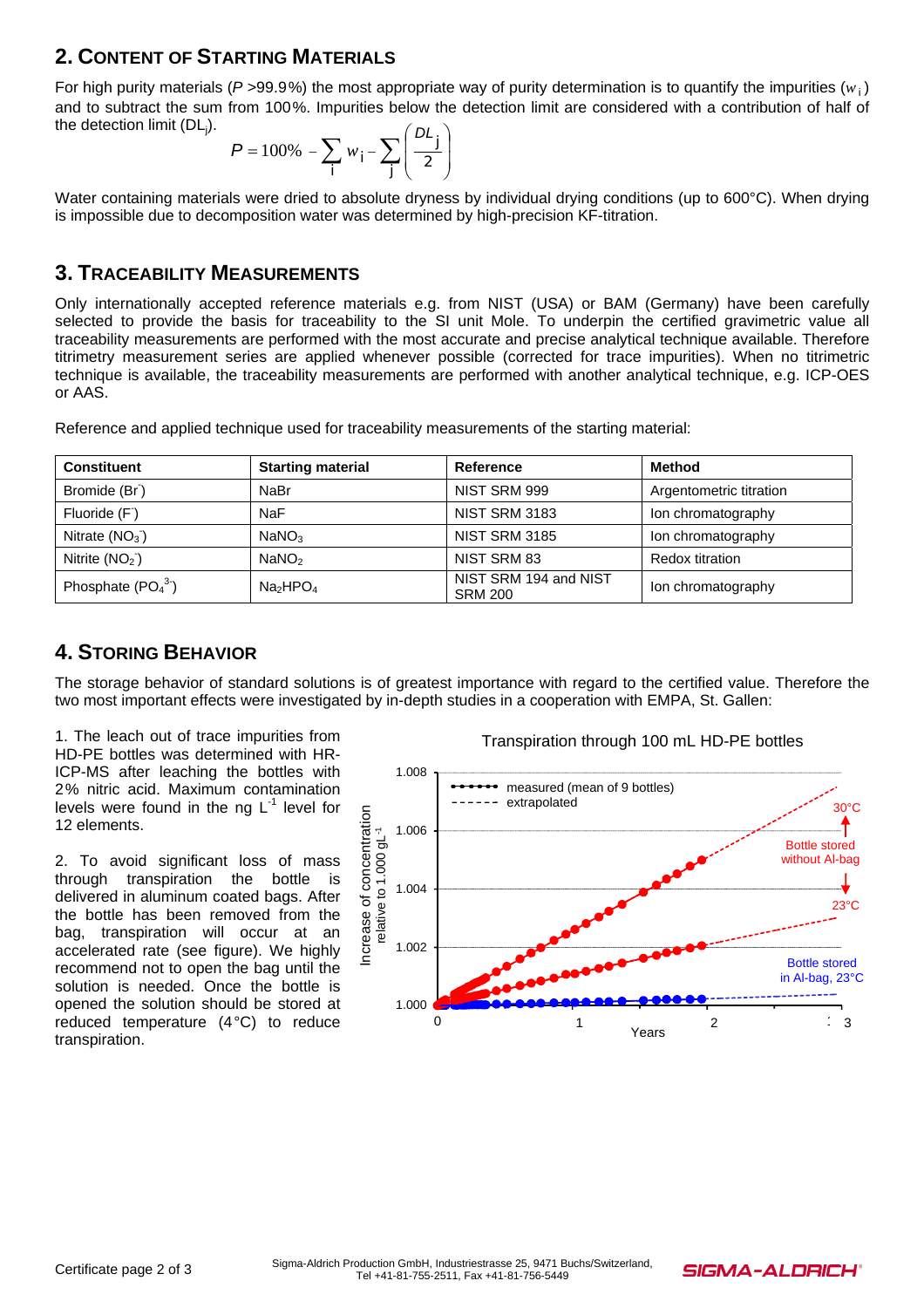## 2. Content of Starting Materials

For high purity materials ($P$ >99.9%) the most appropriate way of purity determination is to quantify the impurities ($w_i$) and to subtract the sum from 100%. Impurities below the detection limit are considered with a contribution of half of the detection limit ($DL_j$).

$$P = 100\% - \sum_i w_i - \sum_j \left( \frac{DL_j}{2} \right)$$

Water containing materials were dried to absolute dryness by individual drying conditions (up to 600°C). When drying is impossible due to decomposition water was determined by high-precision KF-titration.

## 3. Traceability Measurements

Only internationally accepted reference materials e.g. from NIST (USA) or BAM (Germany) have been carefully selected to provide the basis for traceability to the SI unit Mole. To underpin the certified gravimetric value all traceability measurements are performed with the most accurate and precise analytical technique available. Therefore titrimetry measurement series are applied whenever possible (corrected for trace impurities). When no titrimetric technique is available, the traceability measurements are performed with another analytical technique, e.g. ICP-OES or AAS.

Reference and applied technique used for traceability measurements of the starting material:

| Constituent | Starting material | Reference | Method |
|---|---|---|---|
| Bromide ($Br^-$) | NaBr | NIST SRM 999 | Argentometric titration |
| Fluoride ($F^-$) | NaF | NIST SRM 3183 | Ion chromatography |
| Nitrate ($NO_3^-$) | $NaNO_3$ | NIST SRM 3185 | Ion chromatography |
| Nitrite ($NO_2^-$) | $NaNO_2$ | NIST SRM 83 | Redox titration |
| Phosphate ($PO_4^{3-}$) | $Na_2HPO_4$ | NIST SRM 194 and NIST SRM 200 | Ion chromatography |

## 4. Storing Behavior

The storage behavior of standard solutions is of greatest importance with regard to the certified value. Therefore the two most important effects were investigated by in-depth studies in a cooperation with EMPA, St. Gallen:

1. The leach out of trace impurities from HD-PE bottles was determined with HR-ICP-MS after leaching the bottles with 2% nitric acid. Maximum contamination levels were found in the ng $L^{-1}$ level for 12 elements.

2. To avoid significant loss of mass through transpiration the bottle is delivered in aluminum coated bags. After the bottle has been removed from the bag, transpiration will occur at an accelerated rate (see figure). We highly recommend not to open the bag until the solution is needed. Once the bottle is opened the solution should be stored at reduced temperature (4°C) to reduce transpiration.

Transpiration through 100 mL HD-PE bottles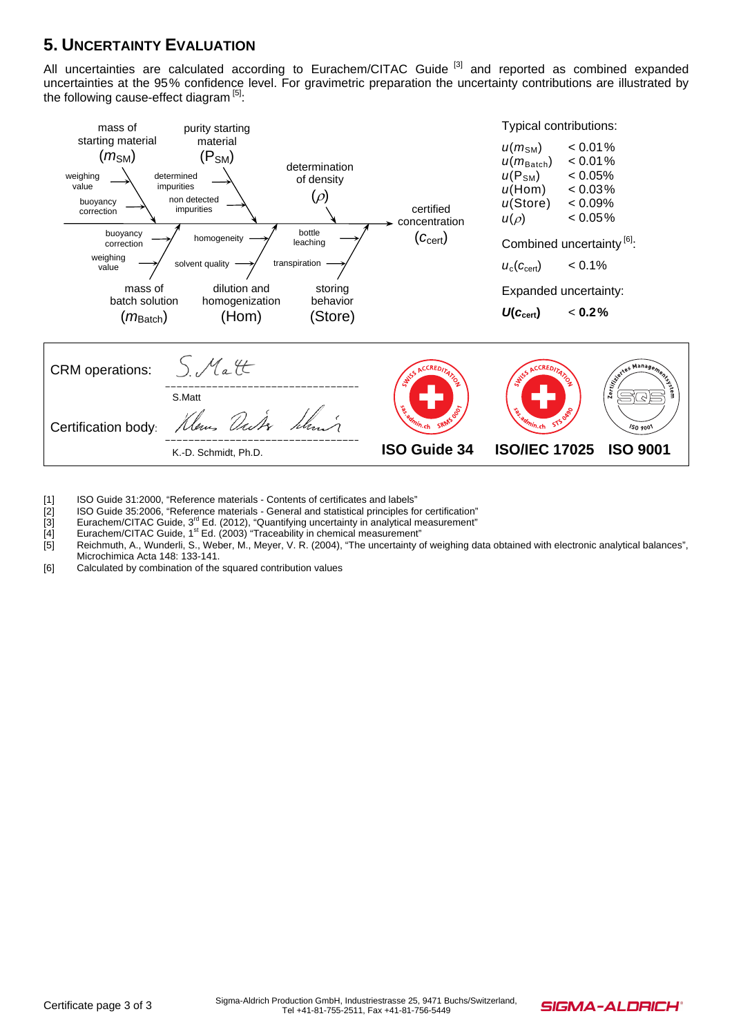## 5. Uncertainty Evaluation

All uncertainties are calculated according to Eurachem/CITAC Guide [3] and reported as combined expanded uncertainties at the 95% confidence level. For gravimetric preparation the uncertainty contributions are illustrated by the following cause-effect diagram [5]:

mass of starting material ($m_{SM}$)
weighing value
buoyancy correction

purity starting material ($P_{SM}$)
determined impurities
non detected impurities

determination of density ($\rho$)

certified concentration ($c_{cert}$)

buoyancy correction
weighing value
mass of batch solution ($m_{Batch}$)

homogeneity
solvent quality
dilution and homogenization (Hom)

bottle leaching
transpiration
storing behavior (Store)

Typical contributions:

$u(m_{SM})$ < 0.01%
$u(m_{Batch})$ < 0.01%
$u(P_{SM})$ < 0.05%
$u(\text{Hom})$ < 0.03%
$u(\text{Store})$ < 0.09%
$u(\rho)$ < 0.05%

Combined uncertainty [6]:

$u_c(c_{cert})$ < 0.1%

Expanded uncertainty:

***$U(c_{cert})$*** < **0.2%**

| | | |
|---|---|---|
| CRM operations: | S.Matt | |
| Certification body: | K.-D. Schmidt, Ph.D. | |
| | | **ISO Guide 34** · **ISO/IEC 17025** · **ISO 9001** |

[1] ISO Guide 31:2000, "Reference materials - Contents of certificates and labels"
[2] ISO Guide 35:2006, "Reference materials - General and statistical principles for certification"
[3] Eurachem/CITAC Guide, 3rd Ed. (2012), "Quantifying uncertainty in analytical measurement"
[4] Eurachem/CITAC Guide, 1st Ed. (2003) "Traceability in chemical measurement"
[5] Reichmuth, A., Wunderli, S., Weber, M., Meyer, V. R. (2004), "The uncertainty of weighing data obtained with electronic analytical balances", Microchimica Acta 148: 133-141.
[6] Calculated by combination of the squared contribution values

Sigma-Aldrich Production GmbH, Industriestrasse 25, 9471 Buchs/Switzerland,
Tel +41-81-755-2511, Fax +41-81-756-5449